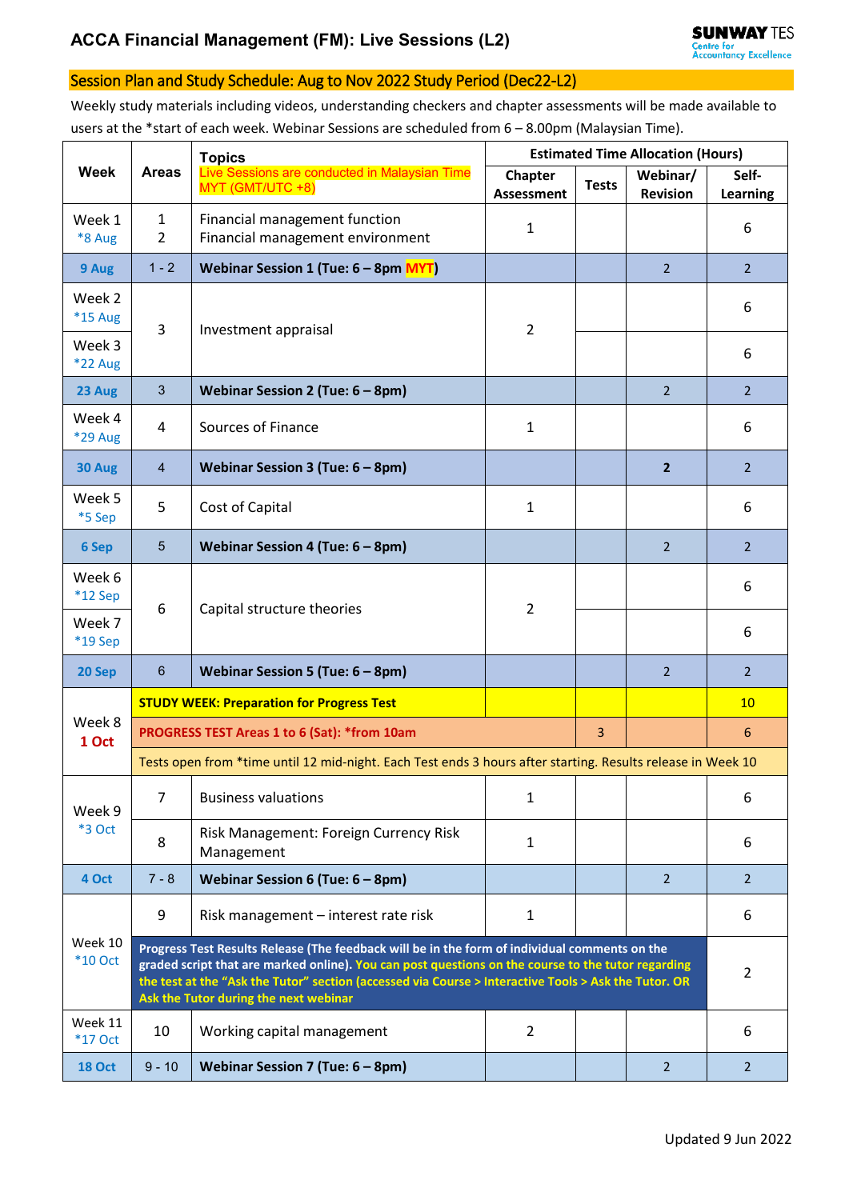# ACCA Financial Management (FM): Live Sessions (L2)

SUNWAY TES Centre for Accountancy Excellence

## Session Plan and Study Schedule: Aug to Nov 2022 Study Period (Dec22-L2)

Weekly study materials including videos, understanding checkers and chapter assessments will be made available to users at the *start of each week. Webinar Sessions are scheduled from 6 – 8.00pm (Malaysian Time).

| Week | Areas | Topics<br>Live Sessions are conducted in Malaysian Time MYT (GMT/UTC +8) | Estimated Time Allocation (Hours) | | | |
|---|---|---|---|---|---|---|
| | | | Chapter Assessment | Tests | Webinar/ Revision | Self-Learning |
| Week 1<br>*8 Aug | 1<br>2 | Financial management function<br>Financial management environment | 1 | | | 6 |
| 9 Aug | 1 - 2 | **Webinar Session 1 (Tue: 6 – 8pm MYT)** | | | 2 | 2 |
| Week 2<br>*15 Aug | 3 | Investment appraisal | 2 | | | 6 |
| Week 3<br>*22 Aug | | | | | | 6 |
| 23 Aug | 3 | **Webinar Session 2 (Tue: 6 – 8pm)** | | | 2 | 2 |
| Week 4<br>*29 Aug | 4 | Sources of Finance | 1 | | | 6 |
| 30 Aug | 4 | **Webinar Session 3 (Tue: 6 – 8pm)** | | | **2** | 2 |
| Week 5<br>*5 Sep | 5 | Cost of Capital | 1 | | | 6 |
| 6 Sep | 5 | **Webinar Session 4 (Tue: 6 – 8pm)** | | | 2 | 2 |
| Week 6<br>*12 Sep | 6 | Capital structure theories | 2 | | | 6 |
| Week 7<br>*19 Sep | | | | | | 6 |
| 20 Sep | 6 | **Webinar Session 5 (Tue: 6 – 8pm)** | | | 2 | 2 |
| Week 8<br>1 Oct | **STUDY WEEK: Preparation for Progress Test** | | | | | 10 |
| | **PROGRESS TEST Areas 1 to 6 (Sat): *from 10am** | | | 3 | | 6 |
| | Tests open from *time until 12 mid-night. Each Test ends 3 hours after starting. Results release in Week 10 | | | | | |
| Week 9<br>*3 Oct | 7 | Business valuations | 1 | | | 6 |
| | 8 | Risk Management: Foreign Currency Risk Management | 1 | | | 6 |
| 4 Oct | 7 - 8 | **Webinar Session 6 (Tue: 6 – 8pm)** | | | 2 | 2 |
| Week 10<br>*10 Oct | 9 | Risk management – interest rate risk | 1 | | | 6 |
| | **Progress Test Results Release (The feedback will be in the form of individual comments on the graded script that are marked online). You can post questions on the course to the tutor regarding the test at the "Ask the Tutor" section (accessed via Course > Interactive Tools > Ask the Tutor. OR Ask the Tutor during the next webinar** | | | | | 2 |
| Week 11<br>*17 Oct | 10 | Working capital management | 2 | | | 6 |
| 18 Oct | 9 - 10 | **Webinar Session 7 (Tue: 6 – 8pm)** | | | 2 | 2 |

Updated 9 Jun 2022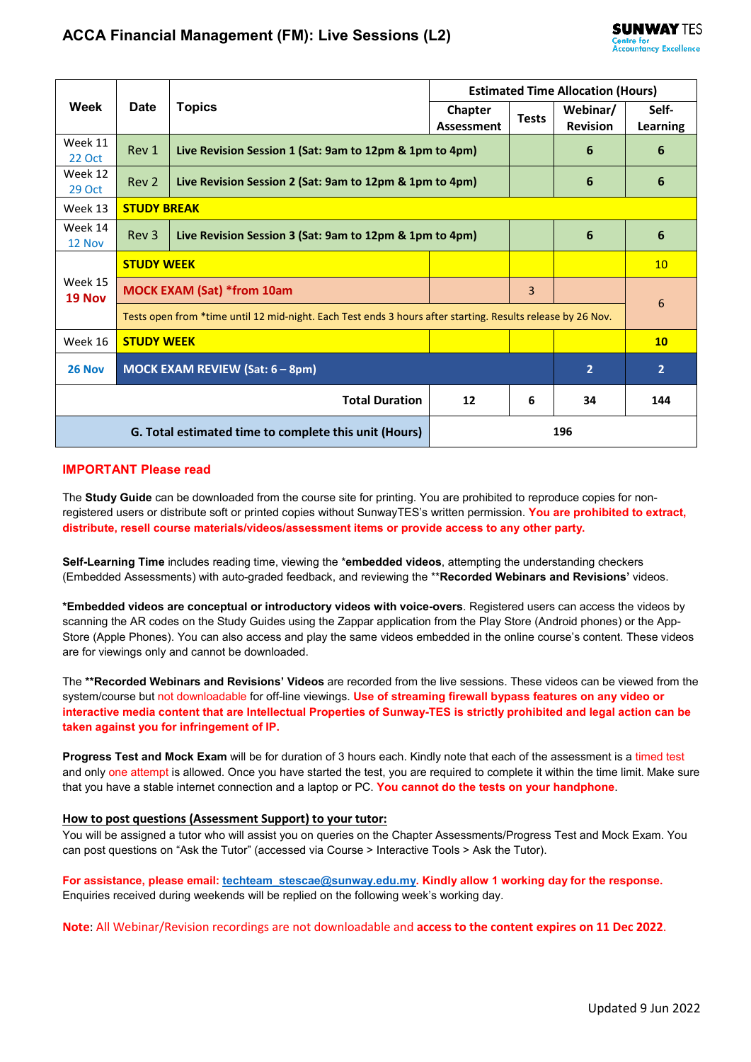# ACCA Financial Management (FM): Live Sessions (L2)

| Week | Date | Topics | Estimated Time Allocation (Hours) | | | |
|---|---|---|---|---|---|---|
| | | | Chapter Assessment | Tests | Webinar/ Revision | Self-Learning |
| Week 11 22 Oct | Rev 1 | **Live Revision Session 1 (Sat: 9am to 12pm & 1pm to 4pm)** | | | **6** | **6** |
| Week 12 29 Oct | Rev 2 | **Live Revision Session 2 (Sat: 9am to 12pm & 1pm to 4pm)** | | | **6** | **6** |
| Week 13 | **STUDY BREAK** | | | | | |
| Week 14 12 Nov | Rev 3 | **Live Revision Session 3 (Sat: 9am to 12pm & 1pm to 4pm)** | | | **6** | **6** |
| Week 15 **19 Nov** | **STUDY WEEK** | | | | | 10 |
| | **MOCK EXAM (Sat) *from 10am** | | | 3 | | 6 |
| | Tests open from *time until 12 mid-night. Each Test ends 3 hours after starting. Results release by 26 Nov. | | | | | |
| Week 16 | **STUDY WEEK** | | | | | **10** |
| **26 Nov** | **MOCK EXAM REVIEW (Sat: 6 – 8pm)** | | | | **2** | **2** |
| | | **Total Duration** | **12** | **6** | **34** | **144** |
| **G. Total estimated time to complete this unit (Hours)** | | | **196** | | | |

## IMPORTANT Please read

The **Study Guide** can be downloaded from the course site for printing. You are prohibited to reproduce copies for non-registered users or distribute soft or printed copies without SunwayTES's written permission. **You are prohibited to extract, distribute, resell course materials/videos/assessment items or provide access to any other party.**

**Self-Learning Time** includes reading time, viewing the ***embedded videos**, attempting the understanding checkers (Embedded Assessments) with auto-graded feedback, and reviewing the ****Recorded Webinars and Revisions'** videos.

***Embedded videos are conceptual or introductory videos with voice-overs**. Registered users can access the videos by scanning the AR codes on the Study Guides using the Zappar application from the Play Store (Android phones) or the App-Store (Apple Phones). You can also access and play the same videos embedded in the online course's content. These videos are for viewings only and cannot be downloaded.

The ****Recorded Webinars and Revisions' Videos** are recorded from the live sessions. These videos can be viewed from the system/course but not downloadable for off-line viewings. **Use of streaming firewall bypass features on any video or interactive media content that are Intellectual Properties of Sunway-TES is strictly prohibited and legal action can be taken against you for infringement of IP.**

**Progress Test and Mock Exam** will be for duration of 3 hours each. Kindly note that each of the assessment is a timed test and only one attempt is allowed. Once you have started the test, you are required to complete it within the time limit. Make sure that you have a stable internet connection and a laptop or PC. **You cannot do the tests on your handphone**.

**How to post questions (Assessment Support) to your tutor:**

You will be assigned a tutor who will assist you on queries on the Chapter Assessments/Progress Test and Mock Exam. You can post questions on "Ask the Tutor" (accessed via Course > Interactive Tools > Ask the Tutor).

**For assistance, please email: techteam_stescae@sunway.edu.my. Kindly allow 1 working day for the response.**
Enquiries received during weekends will be replied on the following week's working day.

**Note**: All Webinar/Revision recordings are not downloadable and **access to the content expires on 11 Dec 2022**.

Updated 9 Jun 2022